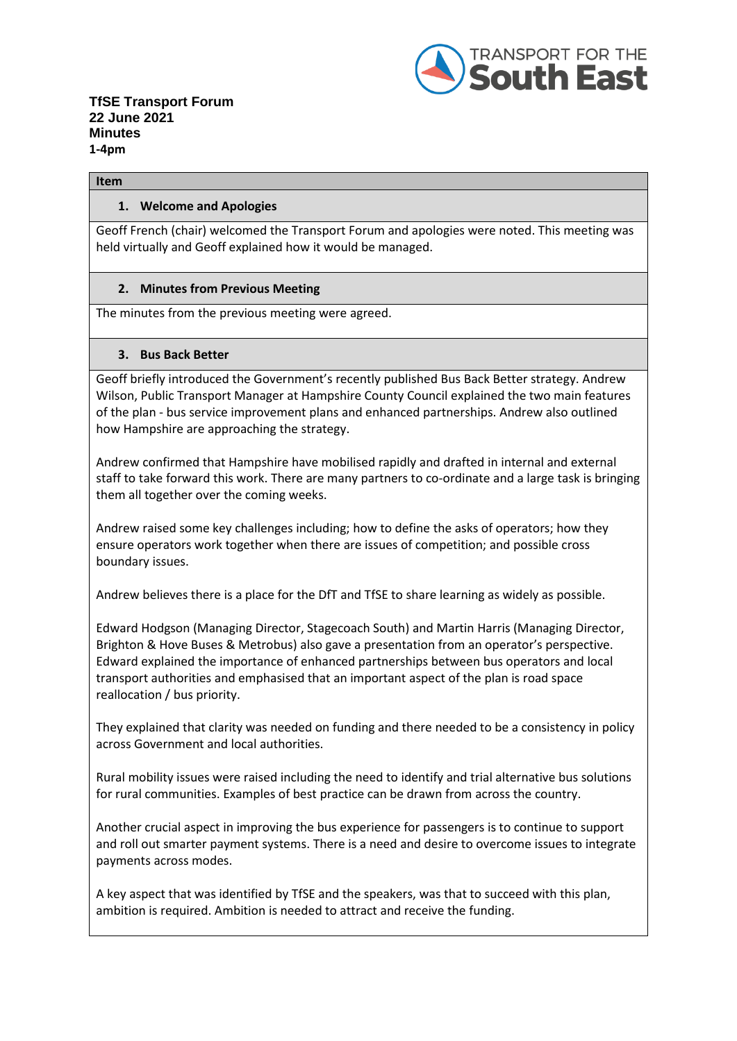**TfSE Transport Forum**
**22 June 2021**
**Minutes**
**1-4pm**

**Item**

## 1. Welcome and Apologies

Geoff French (chair) welcomed the Transport Forum and apologies were noted. This meeting was held virtually and Geoff explained how it would be managed.

## 2. Minutes from Previous Meeting

The minutes from the previous meeting were agreed.

## 3. Bus Back Better

Geoff briefly introduced the Government's recently published Bus Back Better strategy. Andrew Wilson, Public Transport Manager at Hampshire County Council explained the two main features of the plan - bus service improvement plans and enhanced partnerships. Andrew also outlined how Hampshire are approaching the strategy.

Andrew confirmed that Hampshire have mobilised rapidly and drafted in internal and external staff to take forward this work. There are many partners to co-ordinate and a large task is bringing them all together over the coming weeks.

Andrew raised some key challenges including; how to define the asks of operators; how they ensure operators work together when there are issues of competition; and possible cross boundary issues.

Andrew believes there is a place for the DfT and TfSE to share learning as widely as possible.

Edward Hodgson (Managing Director, Stagecoach South) and Martin Harris (Managing Director, Brighton & Hove Buses & Metrobus) also gave a presentation from an operator's perspective. Edward explained the importance of enhanced partnerships between bus operators and local transport authorities and emphasised that an important aspect of the plan is road space reallocation / bus priority.

They explained that clarity was needed on funding and there needed to be a consistency in policy across Government and local authorities.

Rural mobility issues were raised including the need to identify and trial alternative bus solutions for rural communities. Examples of best practice can be drawn from across the country.

Another crucial aspect in improving the bus experience for passengers is to continue to support and roll out smarter payment systems. There is a need and desire to overcome issues to integrate payments across modes.

A key aspect that was identified by TfSE and the speakers, was that to succeed with this plan, ambition is required. Ambition is needed to attract and receive the funding.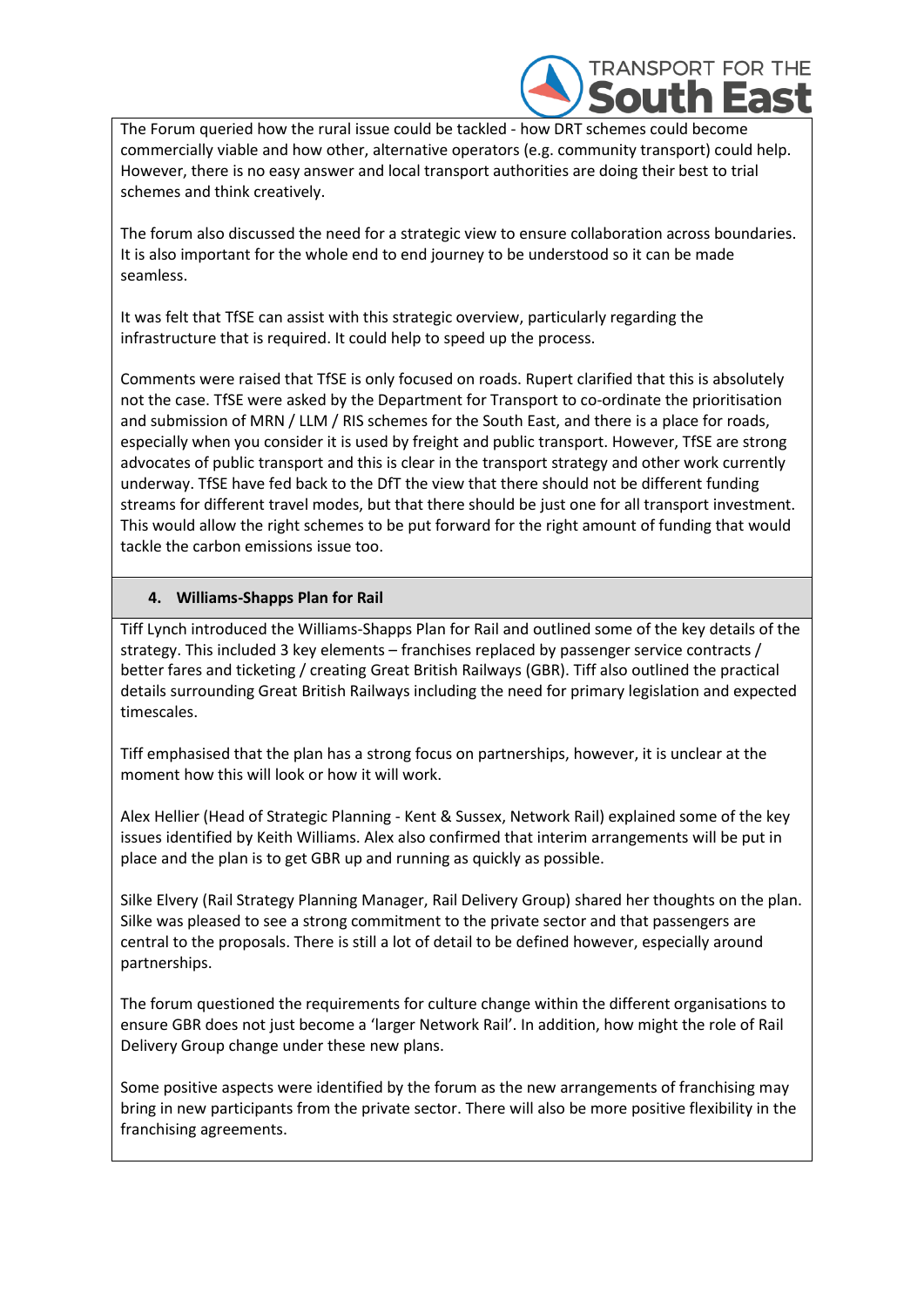The Forum queried how the rural issue could be tackled - how DRT schemes could become commercially viable and how other, alternative operators (e.g. community transport) could help. However, there is no easy answer and local transport authorities are doing their best to trial schemes and think creatively.

The forum also discussed the need for a strategic view to ensure collaboration across boundaries. It is also important for the whole end to end journey to be understood so it can be made seamless.

It was felt that TfSE can assist with this strategic overview, particularly regarding the infrastructure that is required. It could help to speed up the process.

Comments were raised that TfSE is only focused on roads. Rupert clarified that this is absolutely not the case. TfSE were asked by the Department for Transport to co-ordinate the prioritisation and submission of MRN / LLM / RIS schemes for the South East, and there is a place for roads, especially when you consider it is used by freight and public transport. However, TfSE are strong advocates of public transport and this is clear in the transport strategy and other work currently underway. TfSE have fed back to the DfT the view that there should not be different funding streams for different travel modes, but that there should be just one for all transport investment. This would allow the right schemes to be put forward for the right amount of funding that would tackle the carbon emissions issue too.

## 4. Williams-Shapps Plan for Rail

Tiff Lynch introduced the Williams-Shapps Plan for Rail and outlined some of the key details of the strategy. This included 3 key elements – franchises replaced by passenger service contracts / better fares and ticketing / creating Great British Railways (GBR). Tiff also outlined the practical details surrounding Great British Railways including the need for primary legislation and expected timescales.

Tiff emphasised that the plan has a strong focus on partnerships, however, it is unclear at the moment how this will look or how it will work.

Alex Hellier (Head of Strategic Planning - Kent & Sussex, Network Rail) explained some of the key issues identified by Keith Williams. Alex also confirmed that interim arrangements will be put in place and the plan is to get GBR up and running as quickly as possible.

Silke Elvery (Rail Strategy Planning Manager, Rail Delivery Group) shared her thoughts on the plan. Silke was pleased to see a strong commitment to the private sector and that passengers are central to the proposals. There is still a lot of detail to be defined however, especially around partnerships.

The forum questioned the requirements for culture change within the different organisations to ensure GBR does not just become a 'larger Network Rail'. In addition, how might the role of Rail Delivery Group change under these new plans.

Some positive aspects were identified by the forum as the new arrangements of franchising may bring in new participants from the private sector. There will also be more positive flexibility in the franchising agreements.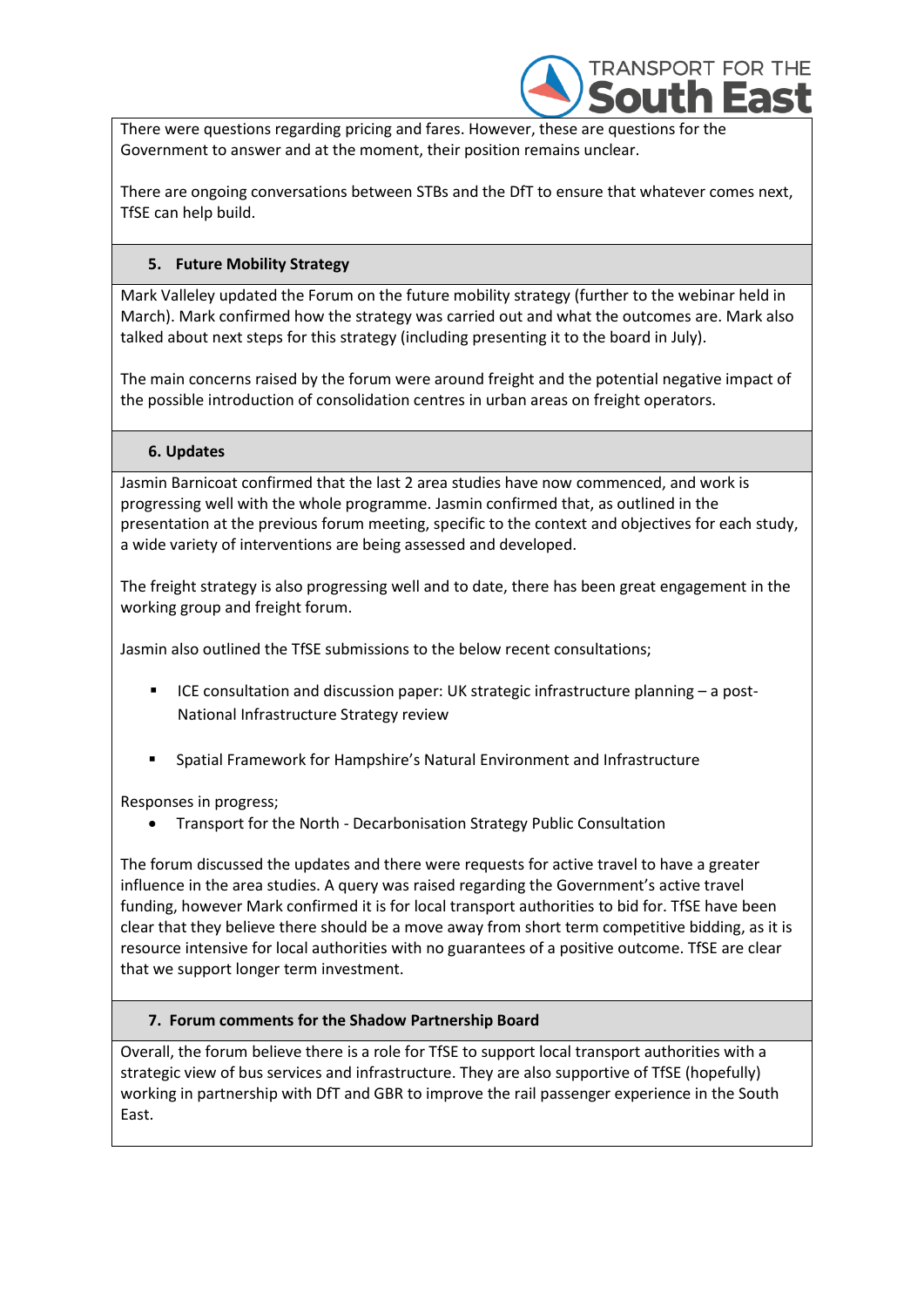There were questions regarding pricing and fares. However, these are questions for the Government to answer and at the moment, their position remains unclear.

There are ongoing conversations between STBs and the DfT to ensure that whatever comes next, TfSE can help build.

### 5. Future Mobility Strategy

Mark Valleley updated the Forum on the future mobility strategy (further to the webinar held in March). Mark confirmed how the strategy was carried out and what the outcomes are. Mark also talked about next steps for this strategy (including presenting it to the board in July).

The main concerns raised by the forum were around freight and the potential negative impact of the possible introduction of consolidation centres in urban areas on freight operators.

### 6. Updates

Jasmin Barnicoat confirmed that the last 2 area studies have now commenced, and work is progressing well with the whole programme. Jasmin confirmed that, as outlined in the presentation at the previous forum meeting, specific to the context and objectives for each study, a wide variety of interventions are being assessed and developed.

The freight strategy is also progressing well and to date, there has been great engagement in the working group and freight forum.

Jasmin also outlined the TfSE submissions to the below recent consultations;

- ICE consultation and discussion paper: UK strategic infrastructure planning – a post-National Infrastructure Strategy review
- Spatial Framework for Hampshire's Natural Environment and Infrastructure

Responses in progress;

- Transport for the North - Decarbonisation Strategy Public Consultation

The forum discussed the updates and there were requests for active travel to have a greater influence in the area studies. A query was raised regarding the Government's active travel funding, however Mark confirmed it is for local transport authorities to bid for. TfSE have been clear that they believe there should be a move away from short term competitive bidding, as it is resource intensive for local authorities with no guarantees of a positive outcome. TfSE are clear that we support longer term investment.

### 7. Forum comments for the Shadow Partnership Board

Overall, the forum believe there is a role for TfSE to support local transport authorities with a strategic view of bus services and infrastructure. They are also supportive of TfSE (hopefully) working in partnership with DfT and GBR to improve the rail passenger experience in the South East.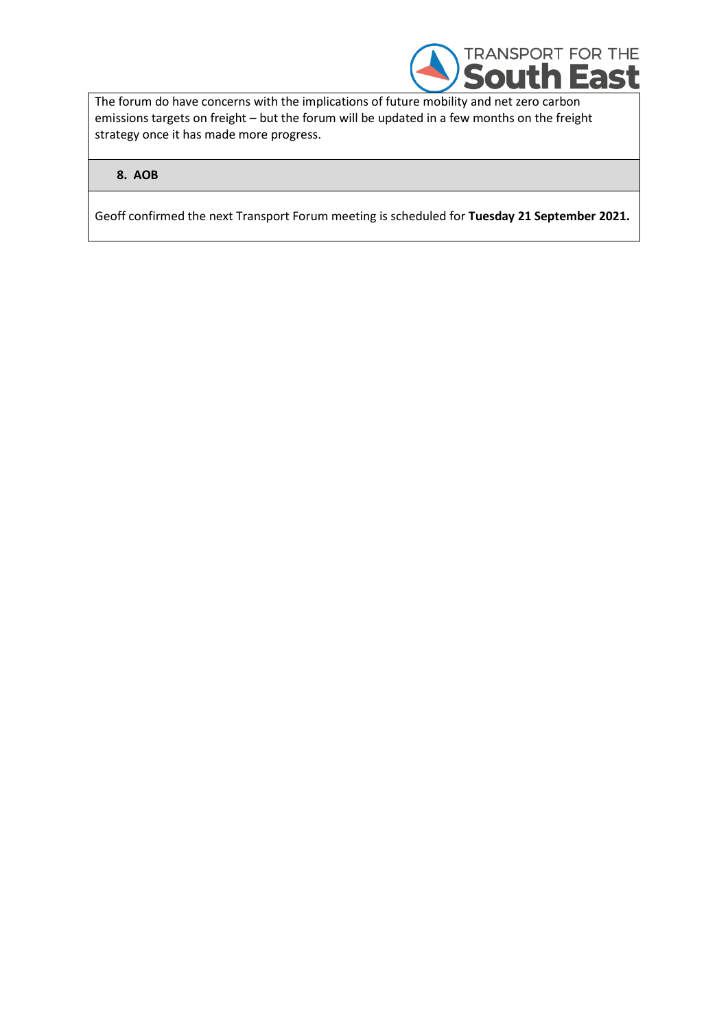The forum do have concerns with the implications of future mobility and net zero carbon emissions targets on freight – but the forum will be updated in a few months on the freight strategy once it has made more progress.

## 8. AOB

Geoff confirmed the next Transport Forum meeting is scheduled for **Tuesday 21 September 2021.**